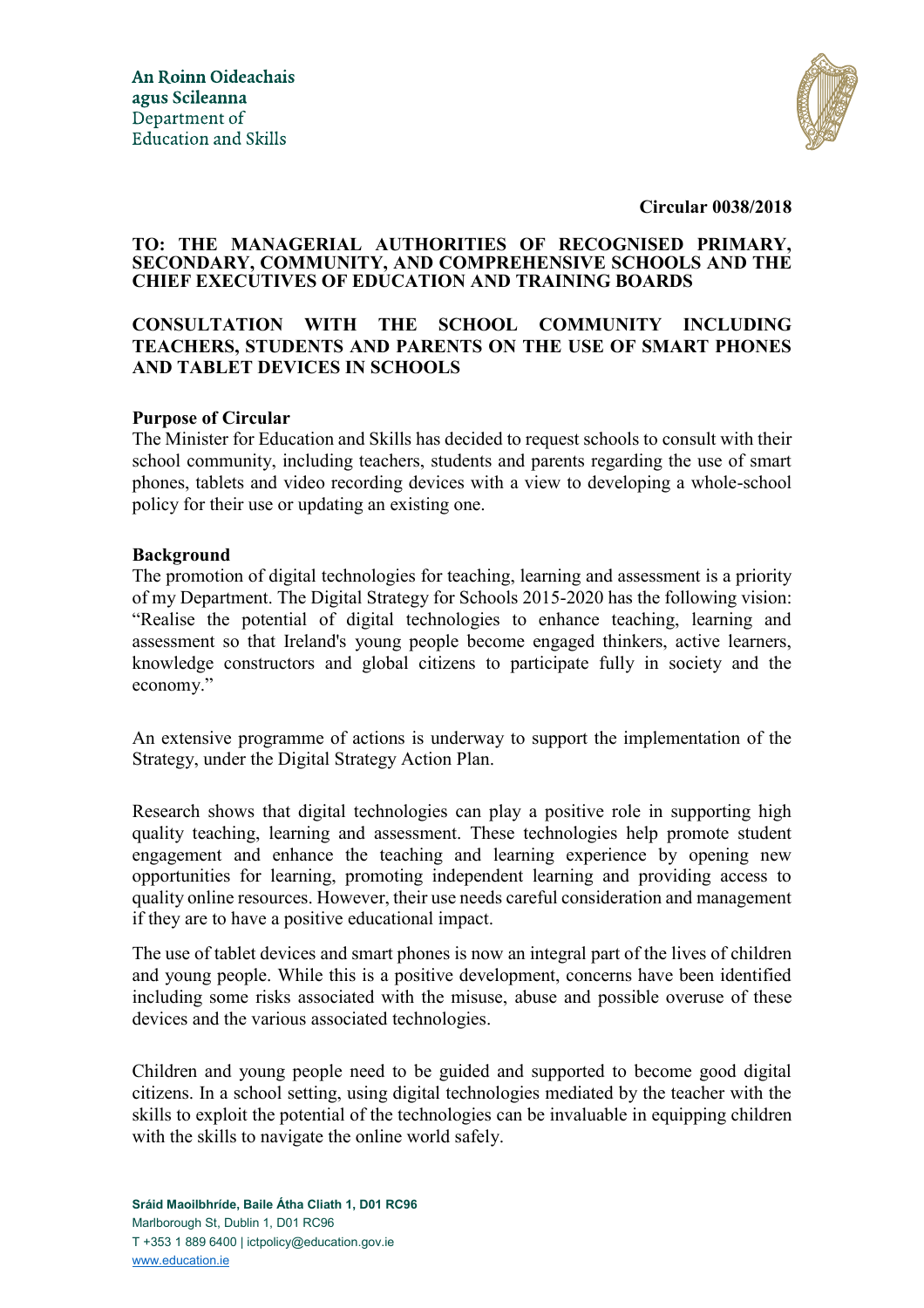An Roinn Oideachais
agus Scileanna
Department of
Education and Skills

**Circular 0038/2018**

**TO: THE MANAGERIAL AUTHORITIES OF RECOGNISED PRIMARY, SECONDARY, COMMUNITY, AND COMPREHENSIVE SCHOOLS AND THE CHIEF EXECUTIVES OF EDUCATION AND TRAINING BOARDS**

**CONSULTATION WITH THE SCHOOL COMMUNITY INCLUDING TEACHERS, STUDENTS AND PARENTS ON THE USE OF SMART PHONES AND TABLET DEVICES IN SCHOOLS**

**Purpose of Circular**

The Minister for Education and Skills has decided to request schools to consult with their school community, including teachers, students and parents regarding the use of smart phones, tablets and video recording devices with a view to developing a whole-school policy for their use or updating an existing one.

**Background**

The promotion of digital technologies for teaching, learning and assessment is a priority of my Department. The Digital Strategy for Schools 2015-2020 has the following vision: "Realise the potential of digital technologies to enhance teaching, learning and assessment so that Ireland's young people become engaged thinkers, active learners, knowledge constructors and global citizens to participate fully in society and the economy."

An extensive programme of actions is underway to support the implementation of the Strategy, under the Digital Strategy Action Plan.

Research shows that digital technologies can play a positive role in supporting high quality teaching, learning and assessment. These technologies help promote student engagement and enhance the teaching and learning experience by opening new opportunities for learning, promoting independent learning and providing access to quality online resources. However, their use needs careful consideration and management if they are to have a positive educational impact.

The use of tablet devices and smart phones is now an integral part of the lives of children and young people. While this is a positive development, concerns have been identified including some risks associated with the misuse, abuse and possible overuse of these devices and the various associated technologies.

Children and young people need to be guided and supported to become good digital citizens. In a school setting, using digital technologies mediated by the teacher with the skills to exploit the potential of the technologies can be invaluable in equipping children with the skills to navigate the online world safely.

**Sráid Maoilbhríde, Baile Átha Cliath 1, D01 RC96**
Marlborough St, Dublin 1, D01 RC96
T +353 1 889 6400 | ictpolicy@education.gov.ie
www.education.ie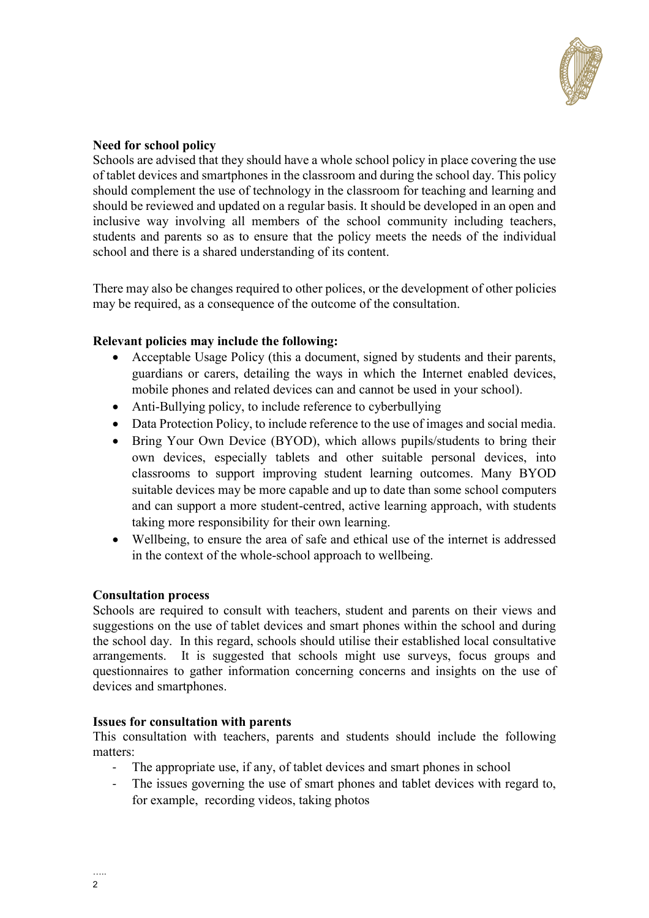**Need for school policy**

Schools are advised that they should have a whole school policy in place covering the use of tablet devices and smartphones in the classroom and during the school day. This policy should complement the use of technology in the classroom for teaching and learning and should be reviewed and updated on a regular basis. It should be developed in an open and inclusive way involving all members of the school community including teachers, students and parents so as to ensure that the policy meets the needs of the individual school and there is a shared understanding of its content.

There may also be changes required to other polices, or the development of other policies may be required, as a consequence of the outcome of the consultation.

**Relevant policies may include the following:**

- Acceptable Usage Policy (this a document, signed by students and their parents, guardians or carers, detailing the ways in which the Internet enabled devices, mobile phones and related devices can and cannot be used in your school).
- Anti-Bullying policy, to include reference to cyberbullying
- Data Protection Policy, to include reference to the use of images and social media.
- Bring Your Own Device (BYOD), which allows pupils/students to bring their own devices, especially tablets and other suitable personal devices, into classrooms to support improving student learning outcomes. Many BYOD suitable devices may be more capable and up to date than some school computers and can support a more student-centred, active learning approach, with students taking more responsibility for their own learning.
- Wellbeing, to ensure the area of safe and ethical use of the internet is addressed in the context of the whole-school approach to wellbeing.

**Consultation process**

Schools are required to consult with teachers, student and parents on their views and suggestions on the use of tablet devices and smart phones within the school and during the school day. In this regard, schools should utilise their established local consultative arrangements. It is suggested that schools might use surveys, focus groups and questionnaires to gather information concerning concerns and insights on the use of devices and smartphones.

**Issues for consultation with parents**

This consultation with teachers, parents and students should include the following matters:

- The appropriate use, if any, of tablet devices and smart phones in school
- The issues governing the use of smart phones and tablet devices with regard to, for example, recording videos, taking photos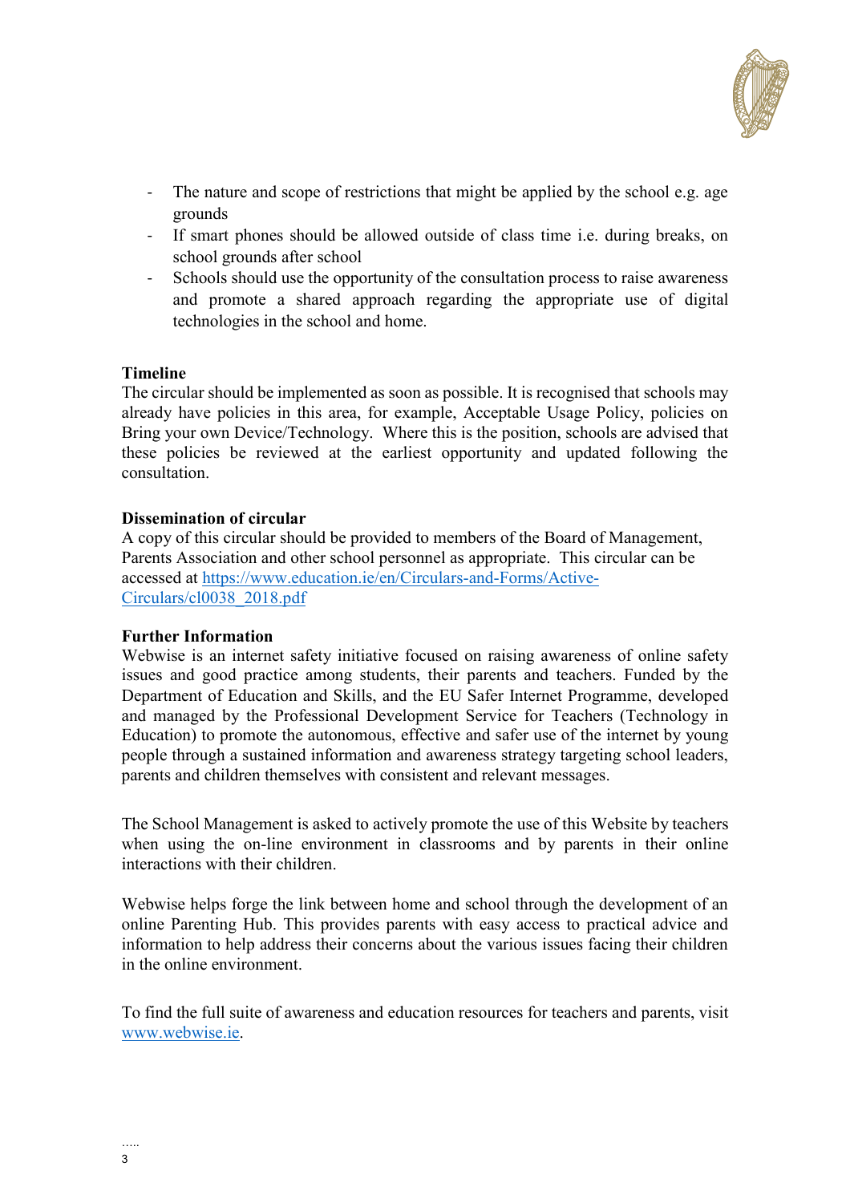- The nature and scope of restrictions that might be applied by the school e.g. age grounds
- If smart phones should be allowed outside of class time i.e. during breaks, on school grounds after school
- Schools should use the opportunity of the consultation process to raise awareness and promote a shared approach regarding the appropriate use of digital technologies in the school and home.

**Timeline**

The circular should be implemented as soon as possible. It is recognised that schools may already have policies in this area, for example, Acceptable Usage Policy, policies on Bring your own Device/Technology. Where this is the position, schools are advised that these policies be reviewed at the earliest opportunity and updated following the consultation.

**Dissemination of circular**

A copy of this circular should be provided to members of the Board of Management, Parents Association and other school personnel as appropriate. This circular can be accessed at [https://www.education.ie/en/Circulars-and-Forms/Active-Circulars/cl0038_2018.pdf](https://www.education.ie/en/Circulars-and-Forms/Active-Circulars/cl0038_2018.pdf)

**Further Information**

Webwise is an internet safety initiative focused on raising awareness of online safety issues and good practice among students, their parents and teachers. Funded by the Department of Education and Skills, and the EU Safer Internet Programme, developed and managed by the Professional Development Service for Teachers (Technology in Education) to promote the autonomous, effective and safer use of the internet by young people through a sustained information and awareness strategy targeting school leaders, parents and children themselves with consistent and relevant messages.

The School Management is asked to actively promote the use of this Website by teachers when using the on-line environment in classrooms and by parents in their online interactions with their children.

Webwise helps forge the link between home and school through the development of an online Parenting Hub. This provides parents with easy access to practical advice and information to help address their concerns about the various issues facing their children in the online environment.

To find the full suite of awareness and education resources for teachers and parents, visit [www.webwise.ie](www.webwise.ie).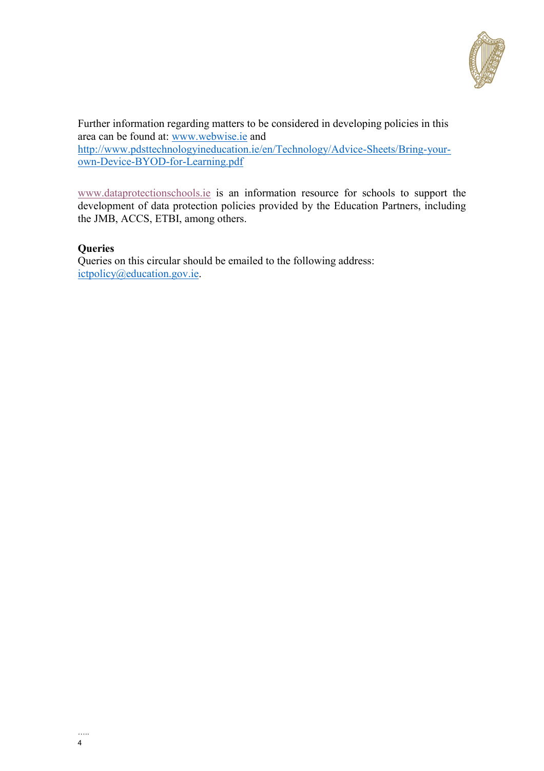Further information regarding matters to be considered in developing policies in this area can be found at: www.webwise.ie and http://www.pdsttechnologyineducation.ie/en/Technology/Advice-Sheets/Bring-your-own-Device-BYOD-for-Learning.pdf

www.dataprotectionschools.ie is an information resource for schools to support the development of data protection policies provided by the Education Partners, including the JMB, ACCS, ETBI, among others.

**Queries**

Queries on this circular should be emailed to the following address: ictpolicy@education.gov.ie.